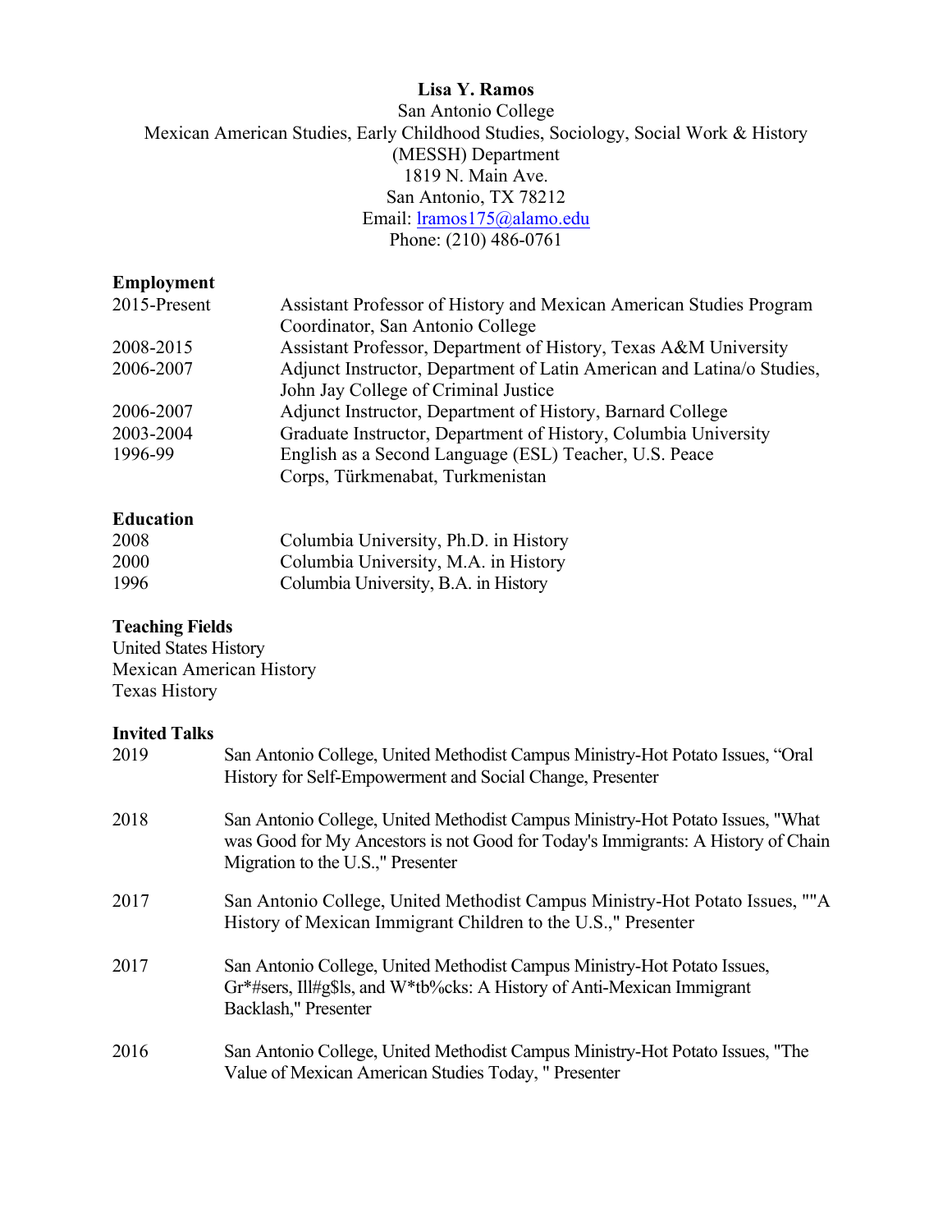**Lisa Y. Ramos**
San Antonio College
Mexican American Studies, Early Childhood Studies, Sociology, Social Work & History (MESSH) Department
1819 N. Main Ave.
San Antonio, TX 78212
Email: lramos175@alamo.edu
Phone: (210) 486-0761

## Employment

| | |
|---|---|
| 2015-Present | Assistant Professor of History and Mexican American Studies Program Coordinator, San Antonio College |
| 2008-2015 | Assistant Professor, Department of History, Texas A&M University |
| 2006-2007 | Adjunct Instructor, Department of Latin American and Latina/o Studies, John Jay College of Criminal Justice |
| 2006-2007 | Adjunct Instructor, Department of History, Barnard College |
| 2003-2004 | Graduate Instructor, Department of History, Columbia University |
| 1996-99 | English as a Second Language (ESL) Teacher, U.S. Peace Corps, Türkmenabat, Turkmenistan |

## Education

| | |
|---|---|
| 2008 | Columbia University, Ph.D. in History |
| 2000 | Columbia University, M.A. in History |
| 1996 | Columbia University, B.A. in History |

## Teaching Fields

United States History
Mexican American History
Texas History

## Invited Talks

| | |
|---|---|
| 2019 | San Antonio College, United Methodist Campus Ministry-Hot Potato Issues, "Oral History for Self-Empowerment and Social Change, Presenter |
| 2018 | San Antonio College, United Methodist Campus Ministry-Hot Potato Issues, "What was Good for My Ancestors is not Good for Today's Immigrants: A History of Chain Migration to the U.S.," Presenter |
| 2017 | San Antonio College, United Methodist Campus Ministry-Hot Potato Issues, ""A History of Mexican Immigrant Children to the U.S.," Presenter |
| 2017 | San Antonio College, United Methodist Campus Ministry-Hot Potato Issues, Gr*#sers, Ill#g$ls, and W*tb%cks: A History of Anti-Mexican Immigrant Backlash," Presenter |
| 2016 | San Antonio College, United Methodist Campus Ministry-Hot Potato Issues, "The Value of Mexican American Studies Today, " Presenter |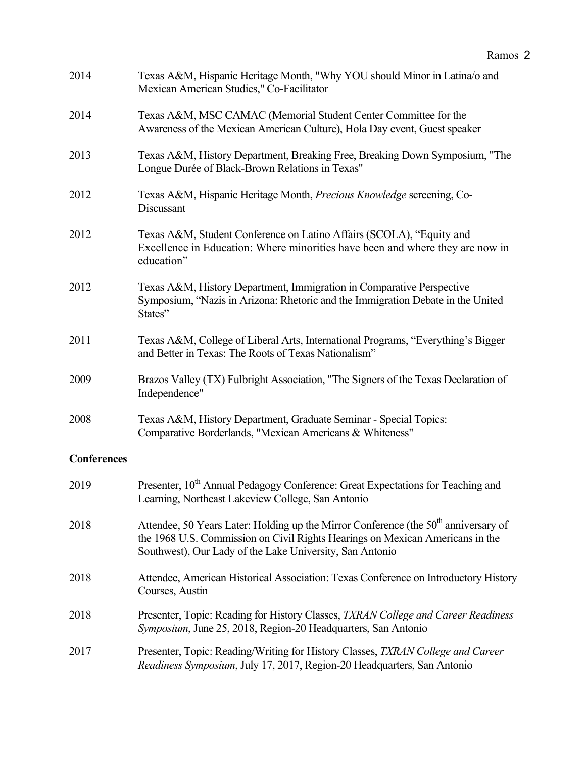2014 Texas A&M, Hispanic Heritage Month, "Why YOU should Minor in Latina/o and Mexican American Studies," Co-Facilitator

2014 Texas A&M, MSC CAMAC (Memorial Student Center Committee for the Awareness of the Mexican American Culture), Hola Day event, Guest speaker

2013 Texas A&M, History Department, Breaking Free, Breaking Down Symposium, "The Longue Durée of Black-Brown Relations in Texas"

2012 Texas A&M, Hispanic Heritage Month, *Precious Knowledge* screening, Co-Discussant

2012 Texas A&M, Student Conference on Latino Affairs (SCOLA), "Equity and Excellence in Education: Where minorities have been and where they are now in education"

2012 Texas A&M, History Department, Immigration in Comparative Perspective Symposium, "Nazis in Arizona: Rhetoric and the Immigration Debate in the United States"

2011 Texas A&M, College of Liberal Arts, International Programs, "Everything's Bigger and Better in Texas: The Roots of Texas Nationalism"

2009 Brazos Valley (TX) Fulbright Association, "The Signers of the Texas Declaration of Independence"

2008 Texas A&M, History Department, Graduate Seminar - Special Topics: Comparative Borderlands, "Mexican Americans & Whiteness"

**Conferences**

2019 Presenter, 10th Annual Pedagogy Conference: Great Expectations for Teaching and Learning, Northeast Lakeview College, San Antonio

2018 Attendee, 50 Years Later: Holding up the Mirror Conference (the 50th anniversary of the 1968 U.S. Commission on Civil Rights Hearings on Mexican Americans in the Southwest), Our Lady of the Lake University, San Antonio

2018 Attendee, American Historical Association: Texas Conference on Introductory History Courses, Austin

2018 Presenter, Topic: Reading for History Classes, *TXRAN College and Career Readiness Symposium*, June 25, 2018, Region-20 Headquarters, San Antonio

2017 Presenter, Topic: Reading/Writing for History Classes, *TXRAN College and Career Readiness Symposium*, July 17, 2017, Region-20 Headquarters, San Antonio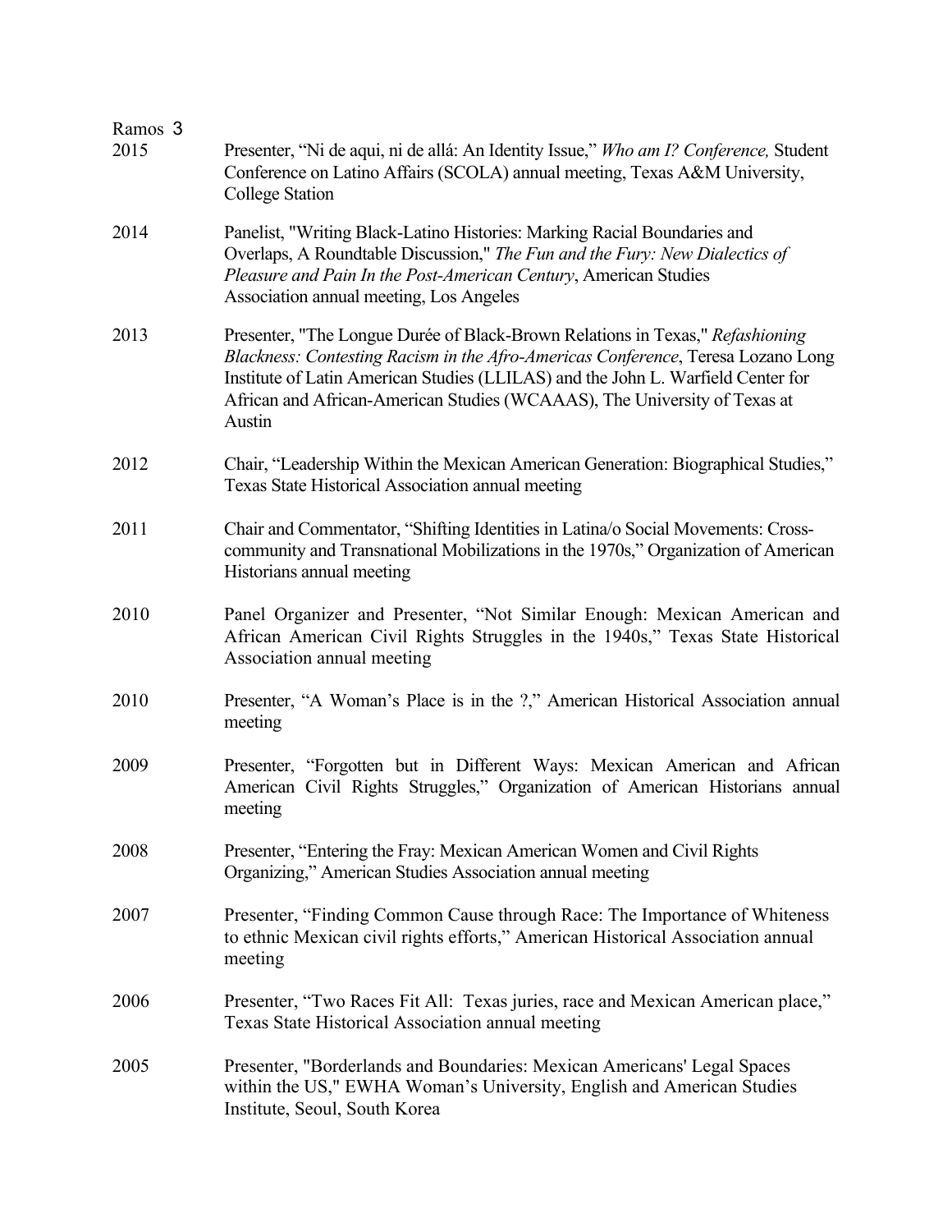2015 — Presenter, "Ni de aqui, ni de allá: An Identity Issue," *Who am I? Conference,* Student Conference on Latino Affairs (SCOLA) annual meeting, Texas A&M University, College Station

2014 — Panelist, "Writing Black-Latino Histories: Marking Racial Boundaries and Overlaps, A Roundtable Discussion," *The Fun and the Fury: New Dialectics of Pleasure and Pain In the Post-American Century*, American Studies Association annual meeting, Los Angeles

2013 — Presenter, "The Longue Durée of Black-Brown Relations in Texas," *Refashioning Blackness: Contesting Racism in the Afro-Americas Conference*, Teresa Lozano Long Institute of Latin American Studies (LLILAS) and the John L. Warfield Center for African and African-American Studies (WCAAAS), The University of Texas at Austin

2012 — Chair, "Leadership Within the Mexican American Generation: Biographical Studies," Texas State Historical Association annual meeting

2011 — Chair and Commentator, "Shifting Identities in Latina/o Social Movements: Cross-community and Transnational Mobilizations in the 1970s," Organization of American Historians annual meeting

2010 — Panel Organizer and Presenter, "Not Similar Enough: Mexican American and African American Civil Rights Struggles in the 1940s," Texas State Historical Association annual meeting

2010 — Presenter, "A Woman's Place is in the ?," American Historical Association annual meeting

2009 — Presenter, "Forgotten but in Different Ways: Mexican American and African American Civil Rights Struggles," Organization of American Historians annual meeting

2008 — Presenter, "Entering the Fray: Mexican American Women and Civil Rights Organizing," American Studies Association annual meeting

2007 — Presenter, "Finding Common Cause through Race: The Importance of Whiteness to ethnic Mexican civil rights efforts," American Historical Association annual meeting

2006 — Presenter, "Two Races Fit All: Texas juries, race and Mexican American place," Texas State Historical Association annual meeting

2005 — Presenter, "Borderlands and Boundaries: Mexican Americans' Legal Spaces within the US," EWHA Woman's University, English and American Studies Institute, Seoul, South Korea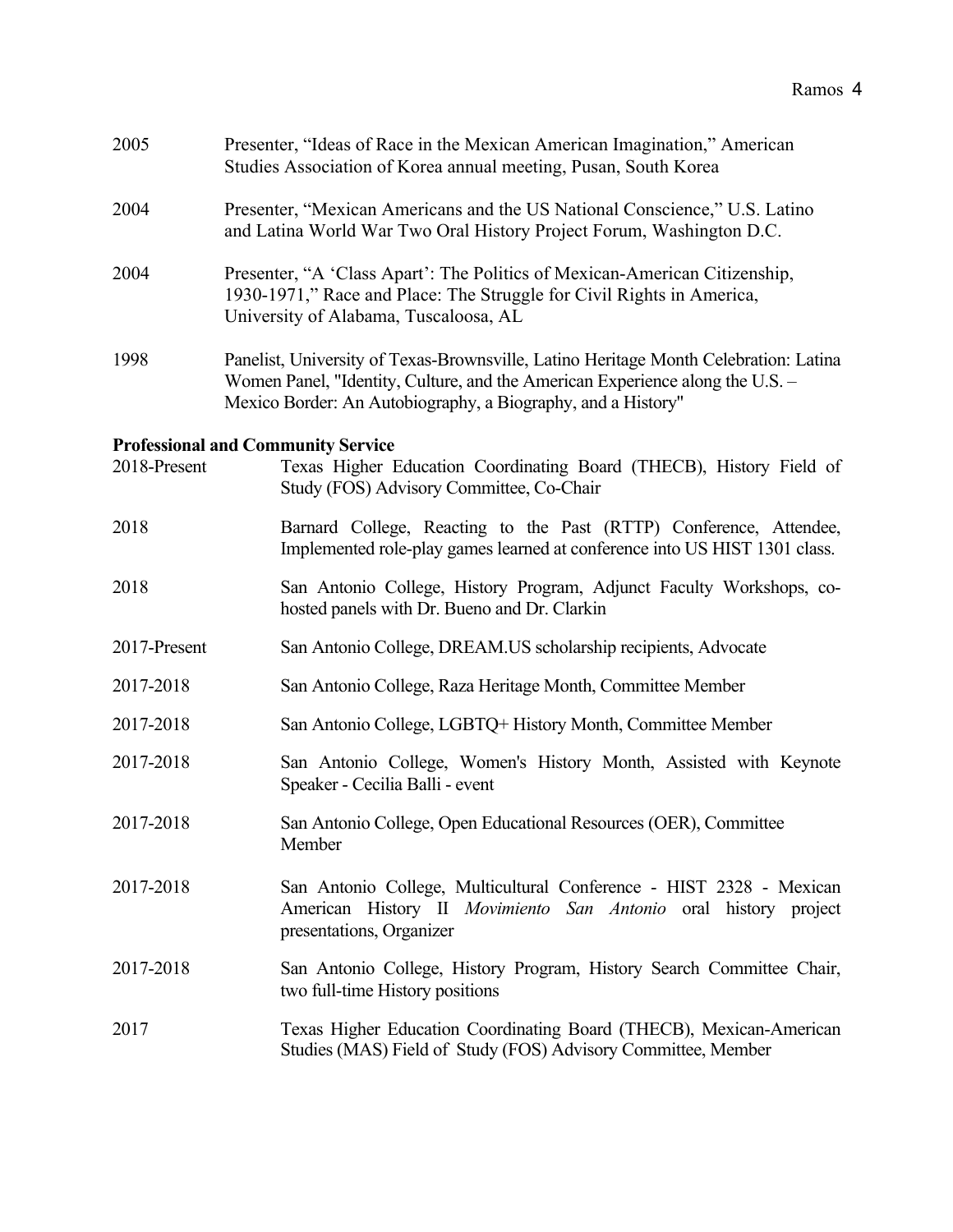2005 Presenter, "Ideas of Race in the Mexican American Imagination," American Studies Association of Korea annual meeting, Pusan, South Korea

2004 Presenter, "Mexican Americans and the US National Conscience," U.S. Latino and Latina World War Two Oral History Project Forum, Washington D.C.

2004 Presenter, "A 'Class Apart': The Politics of Mexican-American Citizenship, 1930-1971," Race and Place: The Struggle for Civil Rights in America, University of Alabama, Tuscaloosa, AL

1998 Panelist, University of Texas-Brownsville, Latino Heritage Month Celebration: Latina Women Panel, "Identity, Culture, and the American Experience along the U.S. – Mexico Border: An Autobiography, a Biography, and a History"

**Professional and Community Service**

2018-Present Texas Higher Education Coordinating Board (THECB), History Field of Study (FOS) Advisory Committee, Co-Chair

2018 Barnard College, Reacting to the Past (RTTP) Conference, Attendee, Implemented role-play games learned at conference into US HIST 1301 class.

2018 San Antonio College, History Program, Adjunct Faculty Workshops, co-hosted panels with Dr. Bueno and Dr. Clarkin

2017-Present San Antonio College, DREAM.US scholarship recipients, Advocate

2017-2018 San Antonio College, Raza Heritage Month, Committee Member

2017-2018 San Antonio College, LGBTQ+ History Month, Committee Member

2017-2018 San Antonio College, Women's History Month, Assisted with Keynote Speaker - Cecilia Balli - event

2017-2018 San Antonio College, Open Educational Resources (OER), Committee Member

2017-2018 San Antonio College, Multicultural Conference - HIST 2328 - Mexican American History II *Movimiento San Antonio* oral history project presentations, Organizer

2017-2018 San Antonio College, History Program, History Search Committee Chair, two full-time History positions

2017 Texas Higher Education Coordinating Board (THECB), Mexican-American Studies (MAS) Field of Study (FOS) Advisory Committee, Member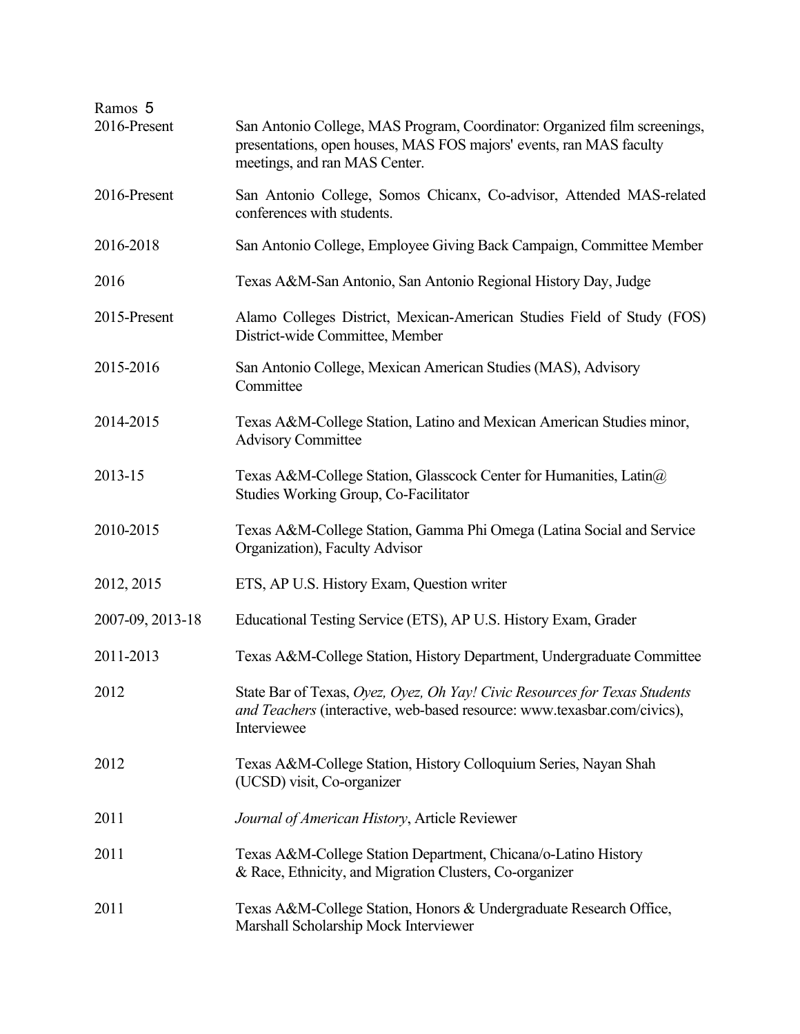| | |
|---|---|
| 2016-Present | San Antonio College, MAS Program, Coordinator: Organized film screenings, presentations, open houses, MAS FOS majors' events, ran MAS faculty meetings, and ran MAS Center. |
| 2016-Present | San Antonio College, Somos Chicanx, Co-advisor, Attended MAS-related conferences with students. |
| 2016-2018 | San Antonio College, Employee Giving Back Campaign, Committee Member |
| 2016 | Texas A&M-San Antonio, San Antonio Regional History Day, Judge |
| 2015-Present | Alamo Colleges District, Mexican-American Studies Field of Study (FOS) District-wide Committee, Member |
| 2015-2016 | San Antonio College, Mexican American Studies (MAS), Advisory Committee |
| 2014-2015 | Texas A&M-College Station, Latino and Mexican American Studies minor, Advisory Committee |
| 2013-15 | Texas A&M-College Station, Glasscock Center for Humanities, Latin@ Studies Working Group, Co-Facilitator |
| 2010-2015 | Texas A&M-College Station, Gamma Phi Omega (Latina Social and Service Organization), Faculty Advisor |
| 2012, 2015 | ETS, AP U.S. History Exam, Question writer |
| 2007-09, 2013-18 | Educational Testing Service (ETS), AP U.S. History Exam, Grader |
| 2011-2013 | Texas A&M-College Station, History Department, Undergraduate Committee |
| 2012 | State Bar of Texas, *Oyez, Oyez, Oh Yay! Civic Resources for Texas Students and Teachers* (interactive, web-based resource: www.texasbar.com/civics), Interviewee |
| 2012 | Texas A&M-College Station, History Colloquium Series, Nayan Shah (UCSD) visit, Co-organizer |
| 2011 | *Journal of American History*, Article Reviewer |
| 2011 | Texas A&M-College Station Department, Chicana/o-Latino History & Race, Ethnicity, and Migration Clusters, Co-organizer |
| 2011 | Texas A&M-College Station, Honors & Undergraduate Research Office, Marshall Scholarship Mock Interviewer |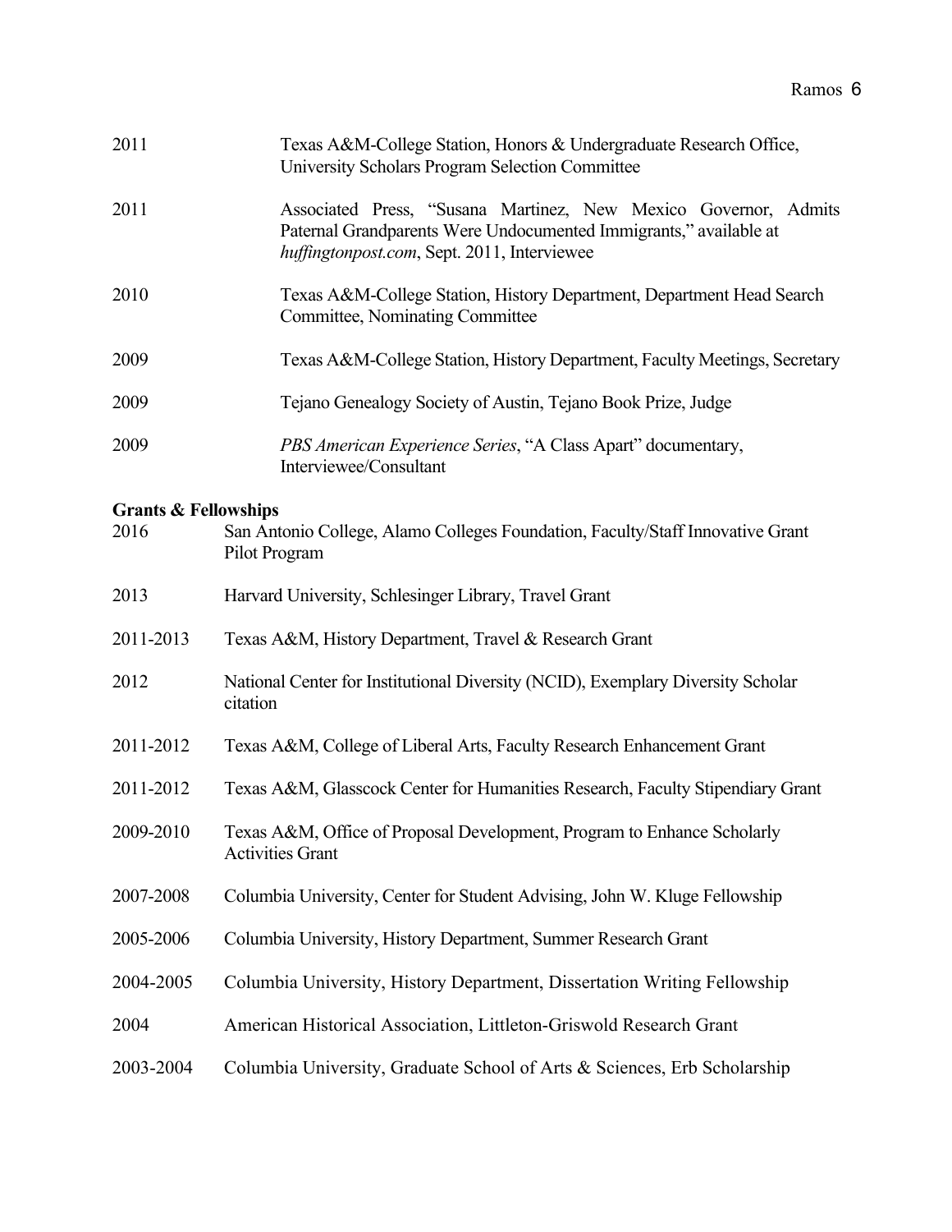2011 Texas A&M-College Station, Honors & Undergraduate Research Office, University Scholars Program Selection Committee

2011 Associated Press, "Susana Martinez, New Mexico Governor, Admits Paternal Grandparents Were Undocumented Immigrants," available at *huffingtonpost.com*, Sept. 2011, Interviewee

2010 Texas A&M-College Station, History Department, Department Head Search Committee, Nominating Committee

2009 Texas A&M-College Station, History Department, Faculty Meetings, Secretary

2009 Tejano Genealogy Society of Austin, Tejano Book Prize, Judge

2009 *PBS American Experience Series*, "A Class Apart" documentary, Interviewee/Consultant

**Grants & Fellowships**

2016 San Antonio College, Alamo Colleges Foundation, Faculty/Staff Innovative Grant Pilot Program

2013 Harvard University, Schlesinger Library, Travel Grant

2011-2013 Texas A&M, History Department, Travel & Research Grant

2012 National Center for Institutional Diversity (NCID), Exemplary Diversity Scholar citation

2011-2012 Texas A&M, College of Liberal Arts, Faculty Research Enhancement Grant

2011-2012 Texas A&M, Glasscock Center for Humanities Research, Faculty Stipendiary Grant

2009-2010 Texas A&M, Office of Proposal Development, Program to Enhance Scholarly Activities Grant

2007-2008 Columbia University, Center for Student Advising, John W. Kluge Fellowship

2005-2006 Columbia University, History Department, Summer Research Grant

2004-2005 Columbia University, History Department, Dissertation Writing Fellowship

2004 American Historical Association, Littleton-Griswold Research Grant

2003-2004 Columbia University, Graduate School of Arts & Sciences, Erb Scholarship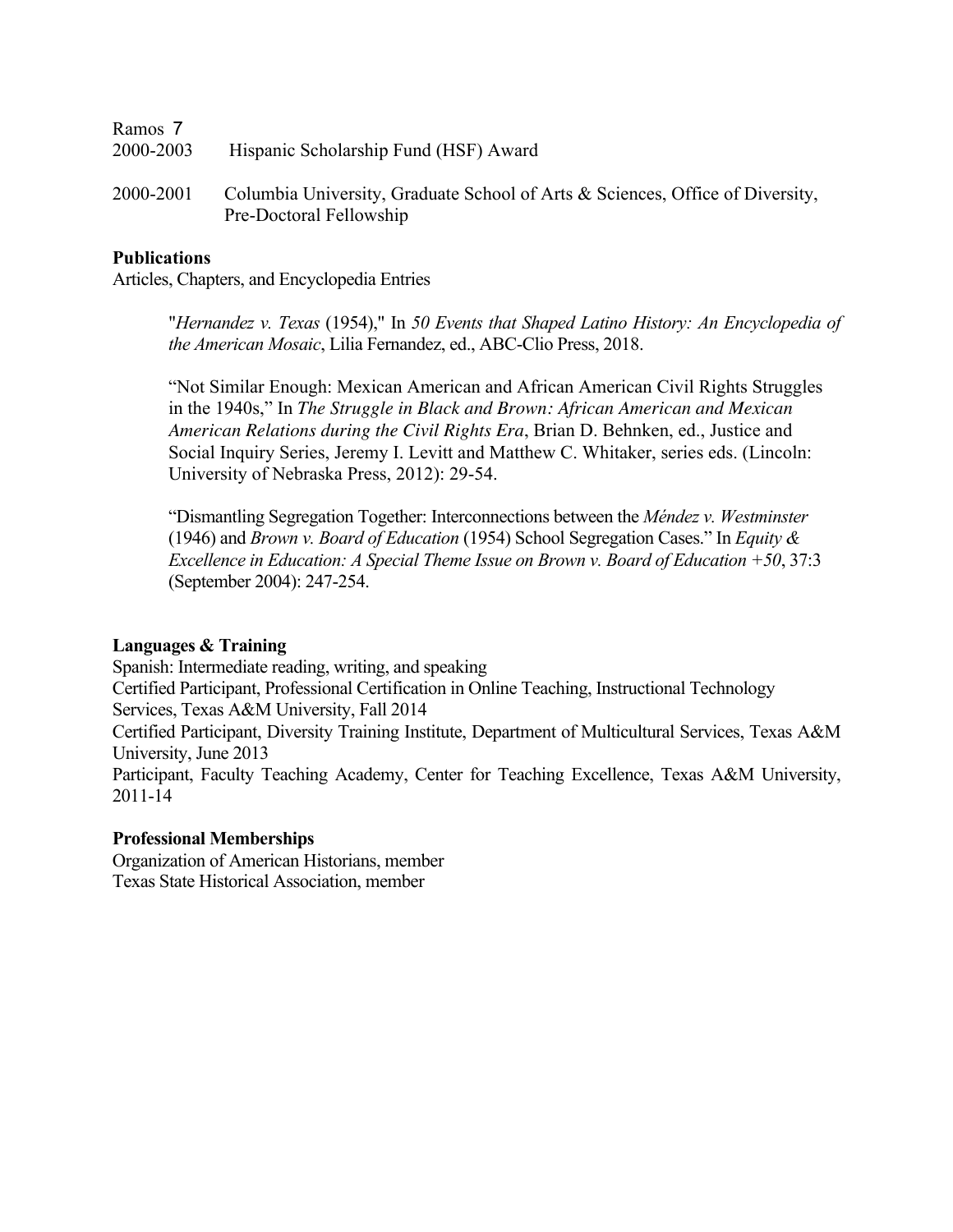2000-2003 Hispanic Scholarship Fund (HSF) Award

2000-2001 Columbia University, Graduate School of Arts & Sciences, Office of Diversity, Pre-Doctoral Fellowship

**Publications**

Articles, Chapters, and Encyclopedia Entries

"*Hernandez v. Texas* (1954)," In *50 Events that Shaped Latino History: An Encyclopedia of the American Mosaic*, Lilia Fernandez, ed., ABC-Clio Press, 2018.

"Not Similar Enough: Mexican American and African American Civil Rights Struggles in the 1940s," In *The Struggle in Black and Brown: African American and Mexican American Relations during the Civil Rights Era*, Brian D. Behnken, ed., Justice and Social Inquiry Series, Jeremy I. Levitt and Matthew C. Whitaker, series eds. (Lincoln: University of Nebraska Press, 2012): 29-54.

"Dismantling Segregation Together: Interconnections between the *Méndez v. Westminster* (1946) and *Brown v. Board of Education* (1954) School Segregation Cases." In *Equity & Excellence in Education: A Special Theme Issue on Brown v. Board of Education +50*, 37:3 (September 2004): 247-254.

**Languages & Training**

Spanish: Intermediate reading, writing, and speaking
Certified Participant, Professional Certification in Online Teaching, Instructional Technology Services, Texas A&M University, Fall 2014
Certified Participant, Diversity Training Institute, Department of Multicultural Services, Texas A&M University, June 2013
Participant, Faculty Teaching Academy, Center for Teaching Excellence, Texas A&M University, 2011-14

**Professional Memberships**

Organization of American Historians, member
Texas State Historical Association, member